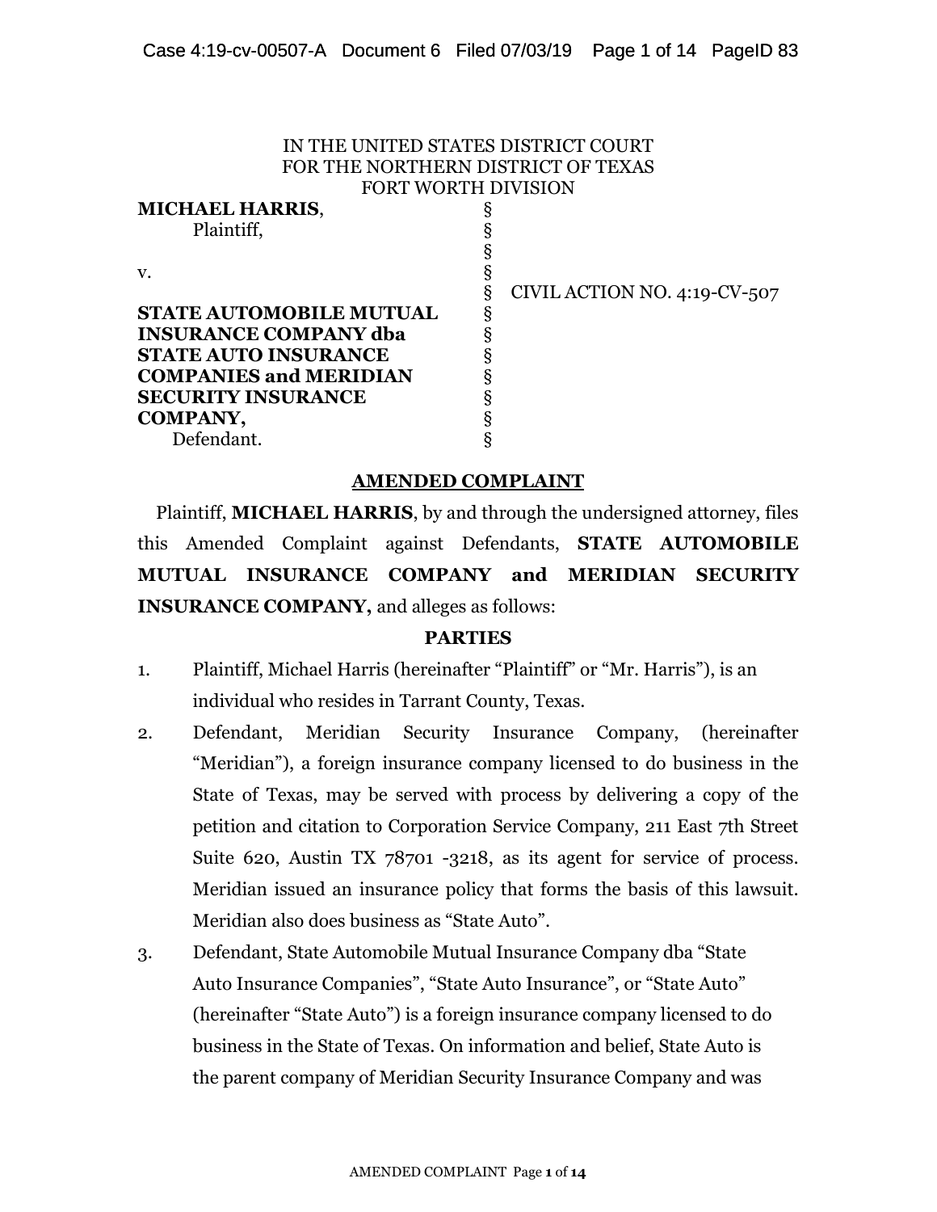IN THE UNITED STATES DISTRICT COURT
FOR THE NORTHERN DISTRICT OF TEXAS
FORT WORTH DIVISION

| | | |
|---|---|---|
| **MICHAEL HARRIS**, Plaintiff, | § | |
| v. | § | CIVIL ACTION NO. 4:19-CV-507 |
| **STATE AUTOMOBILE MUTUAL INSURANCE COMPANY dba STATE AUTO INSURANCE COMPANIES and MERIDIAN SECURITY INSURANCE COMPANY,** Defendant. | § | |

## AMENDED COMPLAINT

Plaintiff, **MICHAEL HARRIS**, by and through the undersigned attorney, files this Amended Complaint against Defendants, **STATE AUTOMOBILE MUTUAL INSURANCE COMPANY and MERIDIAN SECURITY INSURANCE COMPANY,** and alleges as follows:

### PARTIES

1. Plaintiff, Michael Harris (hereinafter "Plaintiff" or "Mr. Harris"), is an individual who resides in Tarrant County, Texas.
2. Defendant, Meridian Security Insurance Company, (hereinafter "Meridian"), a foreign insurance company licensed to do business in the State of Texas, may be served with process by delivering a copy of the petition and citation to Corporation Service Company, 211 East 7th Street Suite 620, Austin TX 78701 -3218, as its agent for service of process. Meridian issued an insurance policy that forms the basis of this lawsuit. Meridian also does business as "State Auto".
3. Defendant, State Automobile Mutual Insurance Company dba "State Auto Insurance Companies", "State Auto Insurance", or "State Auto" (hereinafter "State Auto") is a foreign insurance company licensed to do business in the State of Texas. On information and belief, State Auto is the parent company of Meridian Security Insurance Company and was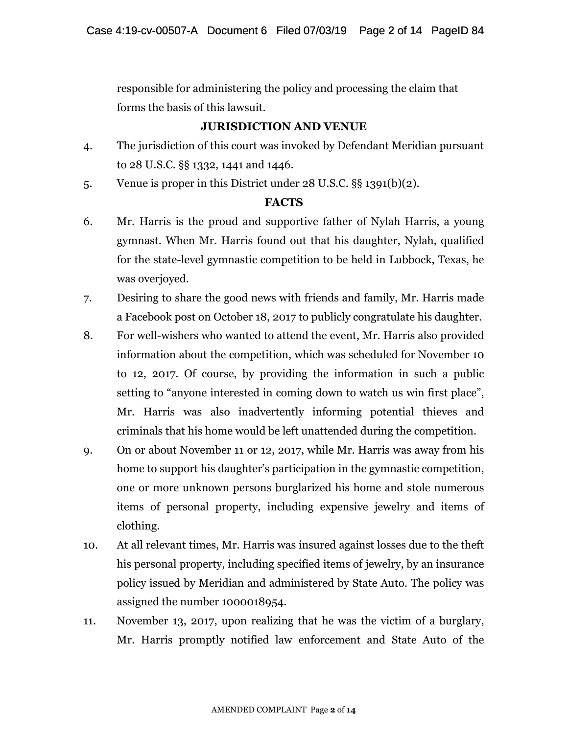responsible for administering the policy and processing the claim that forms the basis of this lawsuit.

## JURISDICTION AND VENUE

4. The jurisdiction of this court was invoked by Defendant Meridian pursuant to 28 U.S.C. §§ 1332, 1441 and 1446.

5. Venue is proper in this District under 28 U.S.C. §§ 1391(b)(2).

## FACTS

6. Mr. Harris is the proud and supportive father of Nylah Harris, a young gymnast. When Mr. Harris found out that his daughter, Nylah, qualified for the state-level gymnastic competition to be held in Lubbock, Texas, he was overjoyed.

7. Desiring to share the good news with friends and family, Mr. Harris made a Facebook post on October 18, 2017 to publicly congratulate his daughter.

8. For well-wishers who wanted to attend the event, Mr. Harris also provided information about the competition, which was scheduled for November 10 to 12, 2017. Of course, by providing the information in such a public setting to "anyone interested in coming down to watch us win first place", Mr. Harris was also inadvertently informing potential thieves and criminals that his home would be left unattended during the competition.

9. On or about November 11 or 12, 2017, while Mr. Harris was away from his home to support his daughter's participation in the gymnastic competition, one or more unknown persons burglarized his home and stole numerous items of personal property, including expensive jewelry and items of clothing.

10. At all relevant times, Mr. Harris was insured against losses due to the theft his personal property, including specified items of jewelry, by an insurance policy issued by Meridian and administered by State Auto. The policy was assigned the number 1000018954.

11. November 13, 2017, upon realizing that he was the victim of a burglary, Mr. Harris promptly notified law enforcement and State Auto of the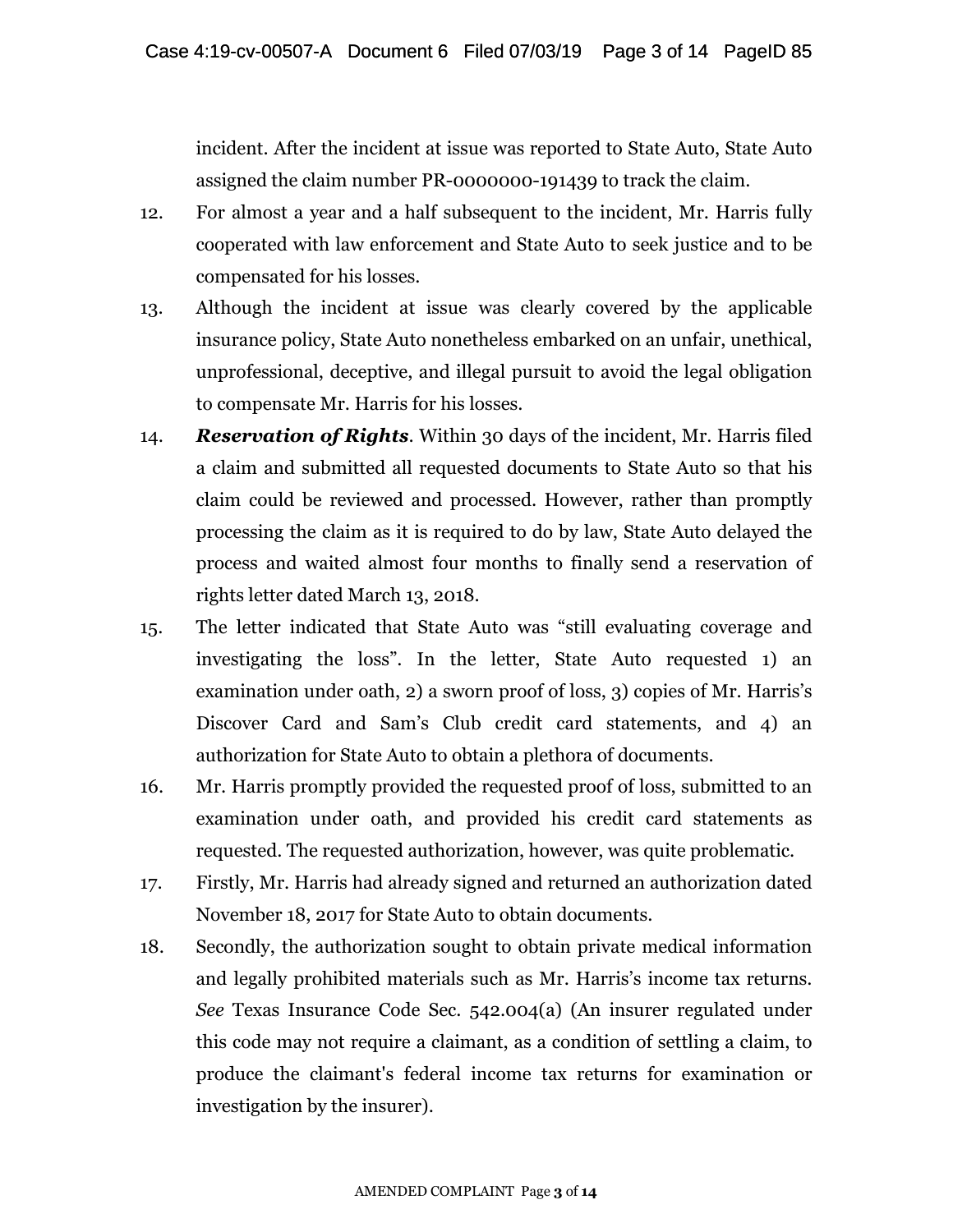incident. After the incident at issue was reported to State Auto, State Auto assigned the claim number PR-0000000-191439 to track the claim.

12. For almost a year and a half subsequent to the incident, Mr. Harris fully cooperated with law enforcement and State Auto to seek justice and to be compensated for his losses.

13. Although the incident at issue was clearly covered by the applicable insurance policy, State Auto nonetheless embarked on an unfair, unethical, unprofessional, deceptive, and illegal pursuit to avoid the legal obligation to compensate Mr. Harris for his losses.

14. ***Reservation of Rights***. Within 30 days of the incident, Mr. Harris filed a claim and submitted all requested documents to State Auto so that his claim could be reviewed and processed. However, rather than promptly processing the claim as it is required to do by law, State Auto delayed the process and waited almost four months to finally send a reservation of rights letter dated March 13, 2018.

15. The letter indicated that State Auto was "still evaluating coverage and investigating the loss". In the letter, State Auto requested 1) an examination under oath, 2) a sworn proof of loss, 3) copies of Mr. Harris's Discover Card and Sam's Club credit card statements, and 4) an authorization for State Auto to obtain a plethora of documents.

16. Mr. Harris promptly provided the requested proof of loss, submitted to an examination under oath, and provided his credit card statements as requested. The requested authorization, however, was quite problematic.

17. Firstly, Mr. Harris had already signed and returned an authorization dated November 18, 2017 for State Auto to obtain documents.

18. Secondly, the authorization sought to obtain private medical information and legally prohibited materials such as Mr. Harris's income tax returns. *See* Texas Insurance Code Sec. 542.004(a) (An insurer regulated under this code may not require a claimant, as a condition of settling a claim, to produce the claimant's federal income tax returns for examination or investigation by the insurer).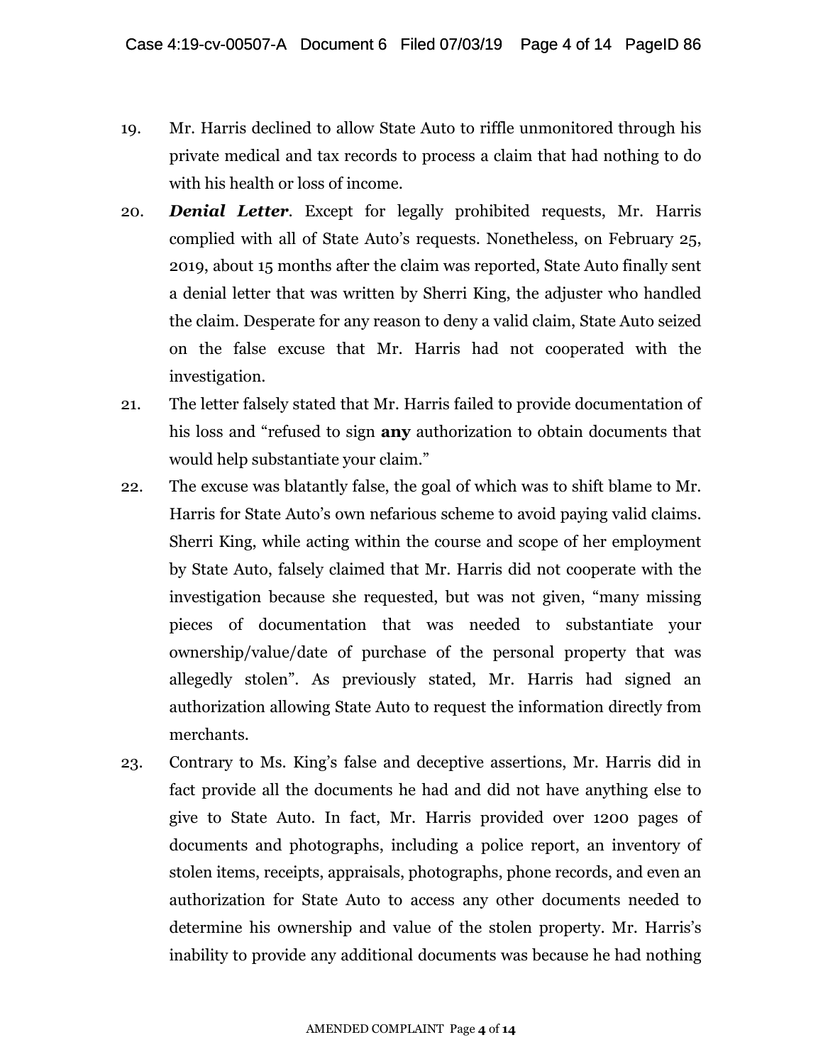19. Mr. Harris declined to allow State Auto to riffle unmonitored through his private medical and tax records to process a claim that had nothing to do with his health or loss of income.

20. ***Denial Letter***. Except for legally prohibited requests, Mr. Harris complied with all of State Auto's requests. Nonetheless, on February 25, 2019, about 15 months after the claim was reported, State Auto finally sent a denial letter that was written by Sherri King, the adjuster who handled the claim. Desperate for any reason to deny a valid claim, State Auto seized on the false excuse that Mr. Harris had not cooperated with the investigation.

21. The letter falsely stated that Mr. Harris failed to provide documentation of his loss and "refused to sign **any** authorization to obtain documents that would help substantiate your claim."

22. The excuse was blatantly false, the goal of which was to shift blame to Mr. Harris for State Auto's own nefarious scheme to avoid paying valid claims. Sherri King, while acting within the course and scope of her employment by State Auto, falsely claimed that Mr. Harris did not cooperate with the investigation because she requested, but was not given, "many missing pieces of documentation that was needed to substantiate your ownership/value/date of purchase of the personal property that was allegedly stolen". As previously stated, Mr. Harris had signed an authorization allowing State Auto to request the information directly from merchants.

23. Contrary to Ms. King's false and deceptive assertions, Mr. Harris did in fact provide all the documents he had and did not have anything else to give to State Auto. In fact, Mr. Harris provided over 1200 pages of documents and photographs, including a police report, an inventory of stolen items, receipts, appraisals, photographs, phone records, and even an authorization for State Auto to access any other documents needed to determine his ownership and value of the stolen property. Mr. Harris's inability to provide any additional documents was because he had nothing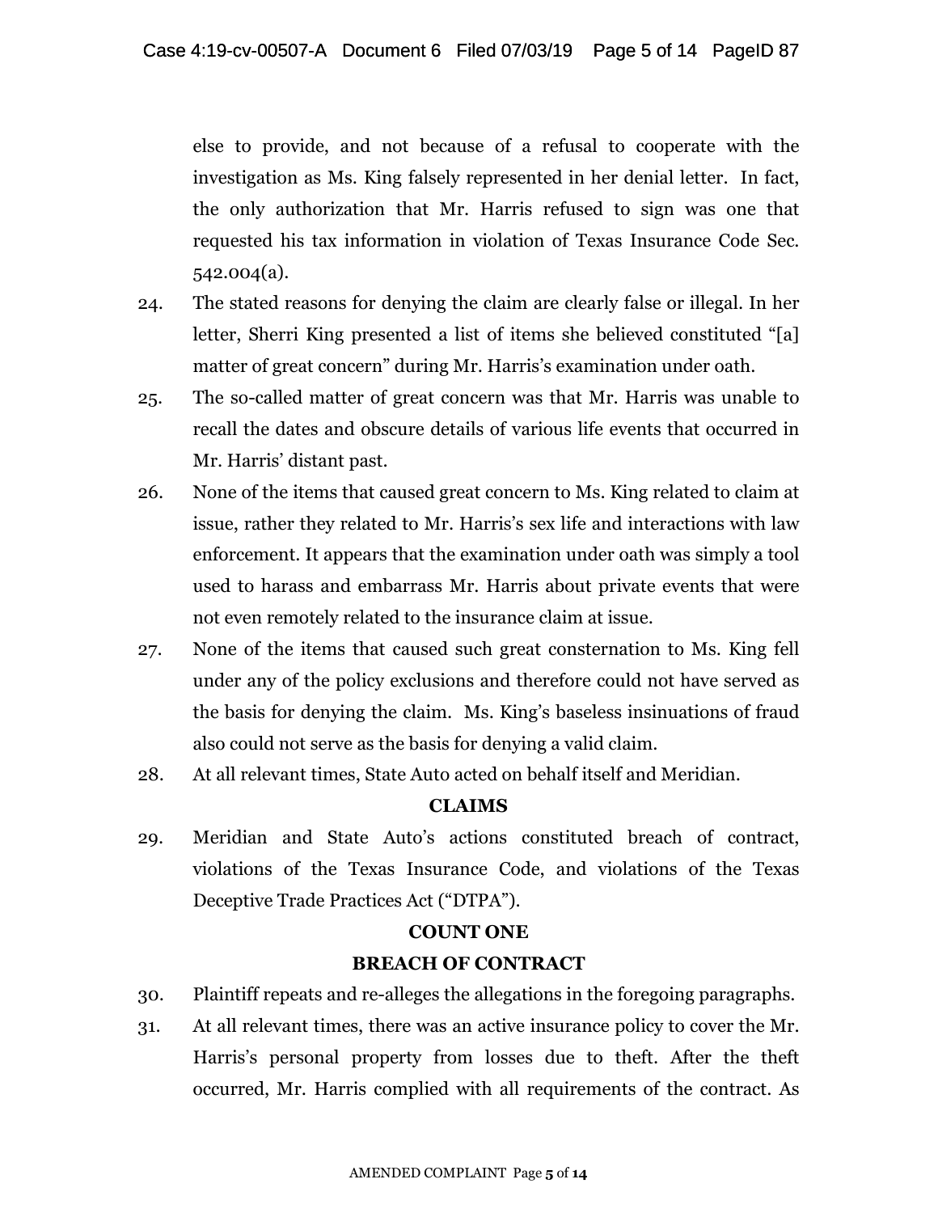else to provide, and not because of a refusal to cooperate with the investigation as Ms. King falsely represented in her denial letter. In fact, the only authorization that Mr. Harris refused to sign was one that requested his tax information in violation of Texas Insurance Code Sec. 542.004(a).

24. The stated reasons for denying the claim are clearly false or illegal. In her letter, Sherri King presented a list of items she believed constituted "[a] matter of great concern" during Mr. Harris's examination under oath.

25. The so-called matter of great concern was that Mr. Harris was unable to recall the dates and obscure details of various life events that occurred in Mr. Harris' distant past.

26. None of the items that caused great concern to Ms. King related to claim at issue, rather they related to Mr. Harris's sex life and interactions with law enforcement. It appears that the examination under oath was simply a tool used to harass and embarrass Mr. Harris about private events that were not even remotely related to the insurance claim at issue.

27. None of the items that caused such great consternation to Ms. King fell under any of the policy exclusions and therefore could not have served as the basis for denying the claim. Ms. King's baseless insinuations of fraud also could not serve as the basis for denying a valid claim.

28. At all relevant times, State Auto acted on behalf itself and Meridian.

## CLAIMS

29. Meridian and State Auto's actions constituted breach of contract, violations of the Texas Insurance Code, and violations of the Texas Deceptive Trade Practices Act ("DTPA").

## COUNT ONE

## BREACH OF CONTRACT

30. Plaintiff repeats and re-alleges the allegations in the foregoing paragraphs.

31. At all relevant times, there was an active insurance policy to cover the Mr. Harris's personal property from losses due to theft. After the theft occurred, Mr. Harris complied with all requirements of the contract. As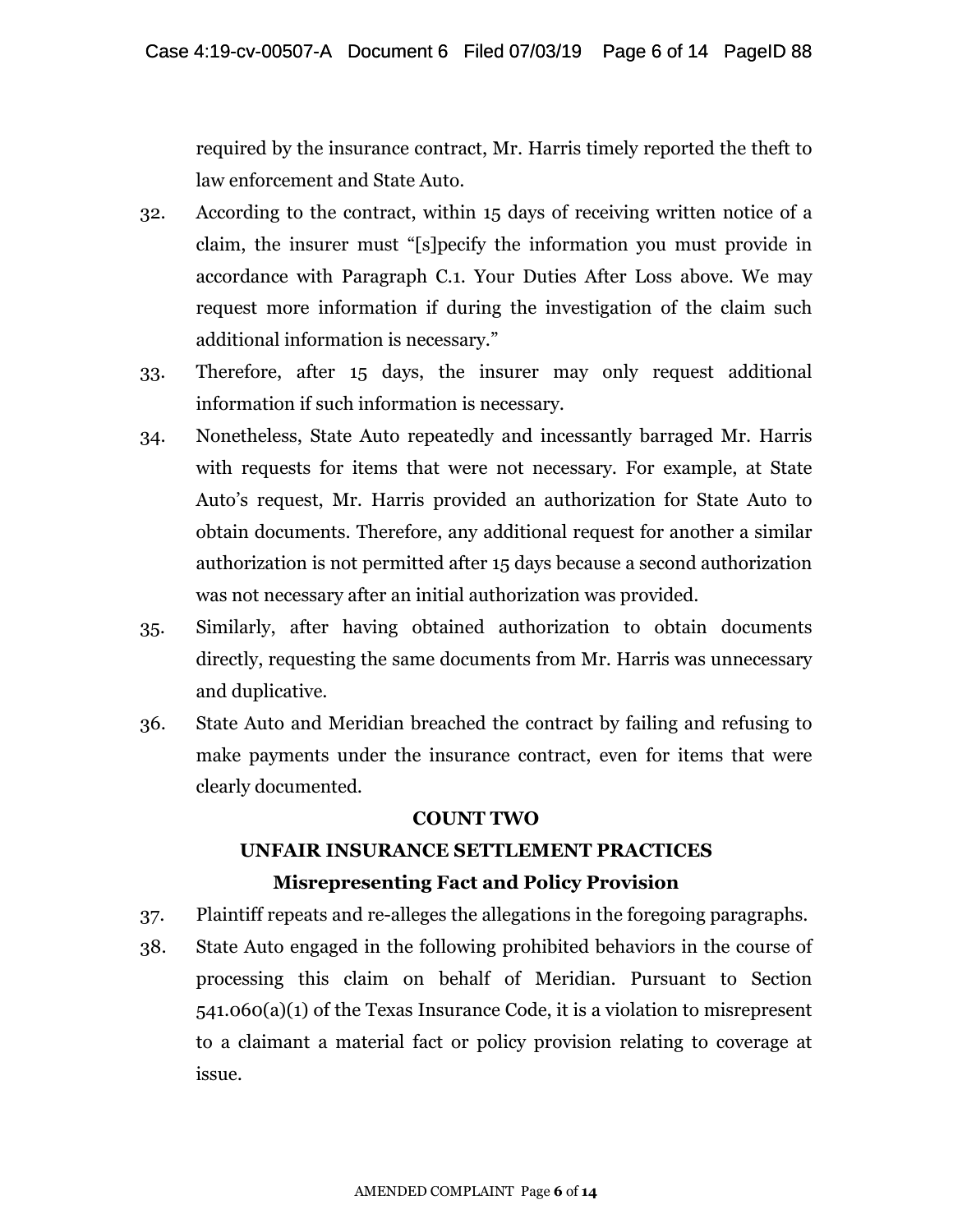required by the insurance contract, Mr. Harris timely reported the theft to law enforcement and State Auto.

32. According to the contract, within 15 days of receiving written notice of a claim, the insurer must "[s]pecify the information you must provide in accordance with Paragraph C.1. Your Duties After Loss above. We may request more information if during the investigation of the claim such additional information is necessary."

33. Therefore, after 15 days, the insurer may only request additional information if such information is necessary.

34. Nonetheless, State Auto repeatedly and incessantly barraged Mr. Harris with requests for items that were not necessary. For example, at State Auto's request, Mr. Harris provided an authorization for State Auto to obtain documents. Therefore, any additional request for another a similar authorization is not permitted after 15 days because a second authorization was not necessary after an initial authorization was provided.

35. Similarly, after having obtained authorization to obtain documents directly, requesting the same documents from Mr. Harris was unnecessary and duplicative.

36. State Auto and Meridian breached the contract by failing and refusing to make payments under the insurance contract, even for items that were clearly documented.

**COUNT TWO**

**UNFAIR INSURANCE SETTLEMENT PRACTICES**

**Misrepresenting Fact and Policy Provision**

37. Plaintiff repeats and re-alleges the allegations in the foregoing paragraphs.

38. State Auto engaged in the following prohibited behaviors in the course of processing this claim on behalf of Meridian. Pursuant to Section 541.060(a)(1) of the Texas Insurance Code, it is a violation to misrepresent to a claimant a material fact or policy provision relating to coverage at issue.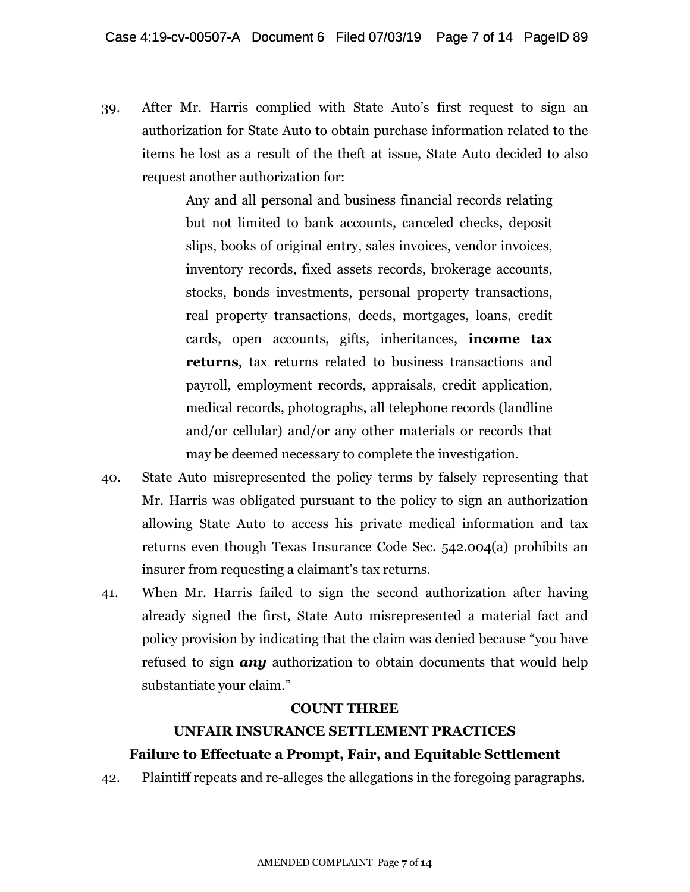39. After Mr. Harris complied with State Auto's first request to sign an authorization for State Auto to obtain purchase information related to the items he lost as a result of the theft at issue, State Auto decided to also request another authorization for:

> Any and all personal and business financial records relating but not limited to bank accounts, canceled checks, deposit slips, books of original entry, sales invoices, vendor invoices, inventory records, fixed assets records, brokerage accounts, stocks, bonds investments, personal property transactions, real property transactions, deeds, mortgages, loans, credit cards, open accounts, gifts, inheritances, **income tax returns**, tax returns related to business transactions and payroll, employment records, appraisals, credit application, medical records, photographs, all telephone records (landline and/or cellular) and/or any other materials or records that may be deemed necessary to complete the investigation.

40. State Auto misrepresented the policy terms by falsely representing that Mr. Harris was obligated pursuant to the policy to sign an authorization allowing State Auto to access his private medical information and tax returns even though Texas Insurance Code Sec. 542.004(a) prohibits an insurer from requesting a claimant's tax returns.

41. When Mr. Harris failed to sign the second authorization after having already signed the first, State Auto misrepresented a material fact and policy provision by indicating that the claim was denied because "you have refused to sign ***any*** authorization to obtain documents that would help substantiate your claim."

## COUNT THREE

## UNFAIR INSURANCE SETTLEMENT PRACTICES

### Failure to Effectuate a Prompt, Fair, and Equitable Settlement

42. Plaintiff repeats and re-alleges the allegations in the foregoing paragraphs.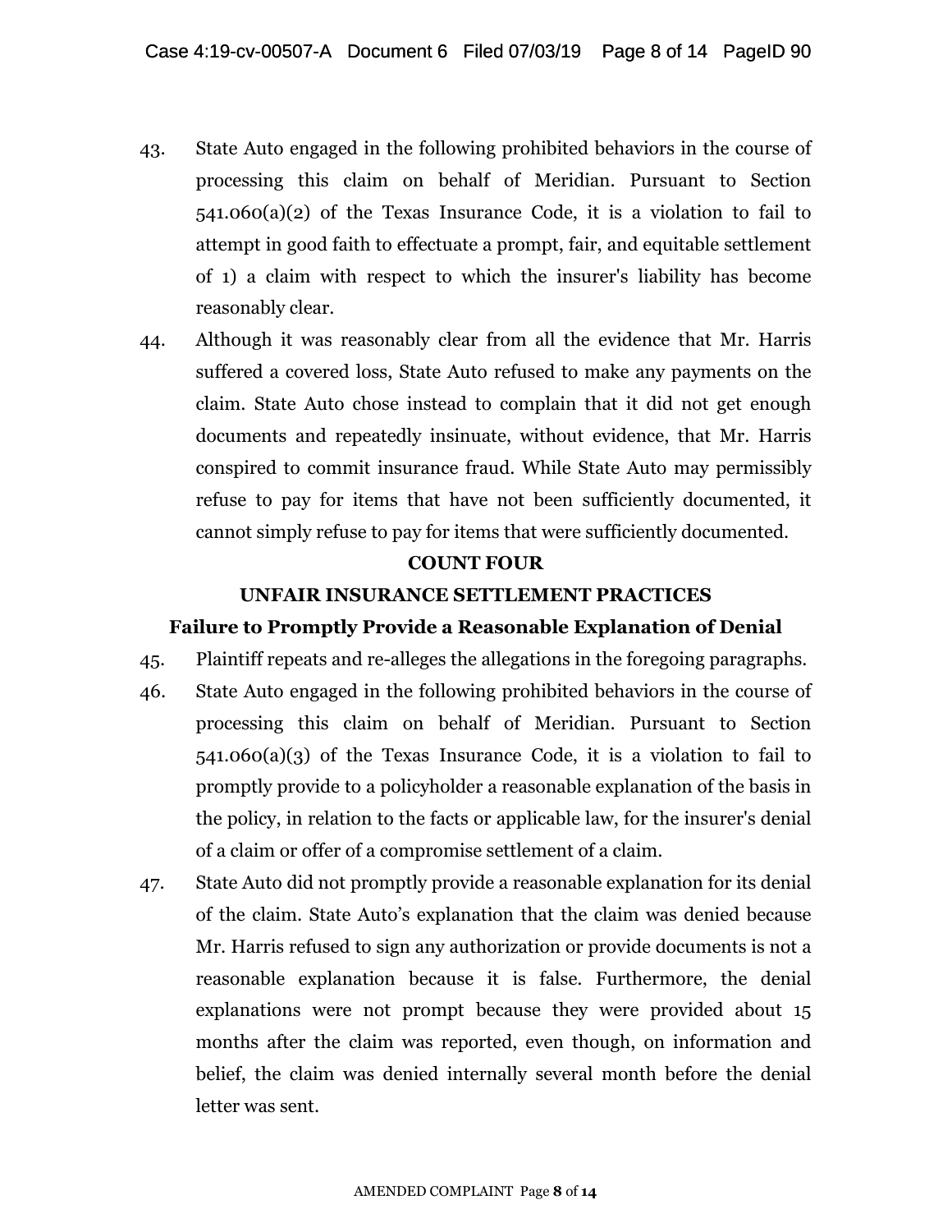43. State Auto engaged in the following prohibited behaviors in the course of processing this claim on behalf of Meridian. Pursuant to Section 541.060(a)(2) of the Texas Insurance Code, it is a violation to fail to attempt in good faith to effectuate a prompt, fair, and equitable settlement of 1) a claim with respect to which the insurer's liability has become reasonably clear.

44. Although it was reasonably clear from all the evidence that Mr. Harris suffered a covered loss, State Auto refused to make any payments on the claim. State Auto chose instead to complain that it did not get enough documents and repeatedly insinuate, without evidence, that Mr. Harris conspired to commit insurance fraud. While State Auto may permissibly refuse to pay for items that have not been sufficiently documented, it cannot simply refuse to pay for items that were sufficiently documented.

**COUNT FOUR**

**UNFAIR INSURANCE SETTLEMENT PRACTICES**

**Failure to Promptly Provide a Reasonable Explanation of Denial**

45. Plaintiff repeats and re-alleges the allegations in the foregoing paragraphs.

46. State Auto engaged in the following prohibited behaviors in the course of processing this claim on behalf of Meridian. Pursuant to Section 541.060(a)(3) of the Texas Insurance Code, it is a violation to fail to promptly provide to a policyholder a reasonable explanation of the basis in the policy, in relation to the facts or applicable law, for the insurer's denial of a claim or offer of a compromise settlement of a claim.

47. State Auto did not promptly provide a reasonable explanation for its denial of the claim. State Auto's explanation that the claim was denied because Mr. Harris refused to sign any authorization or provide documents is not a reasonable explanation because it is false. Furthermore, the denial explanations were not prompt because they were provided about 15 months after the claim was reported, even though, on information and belief, the claim was denied internally several month before the denial letter was sent.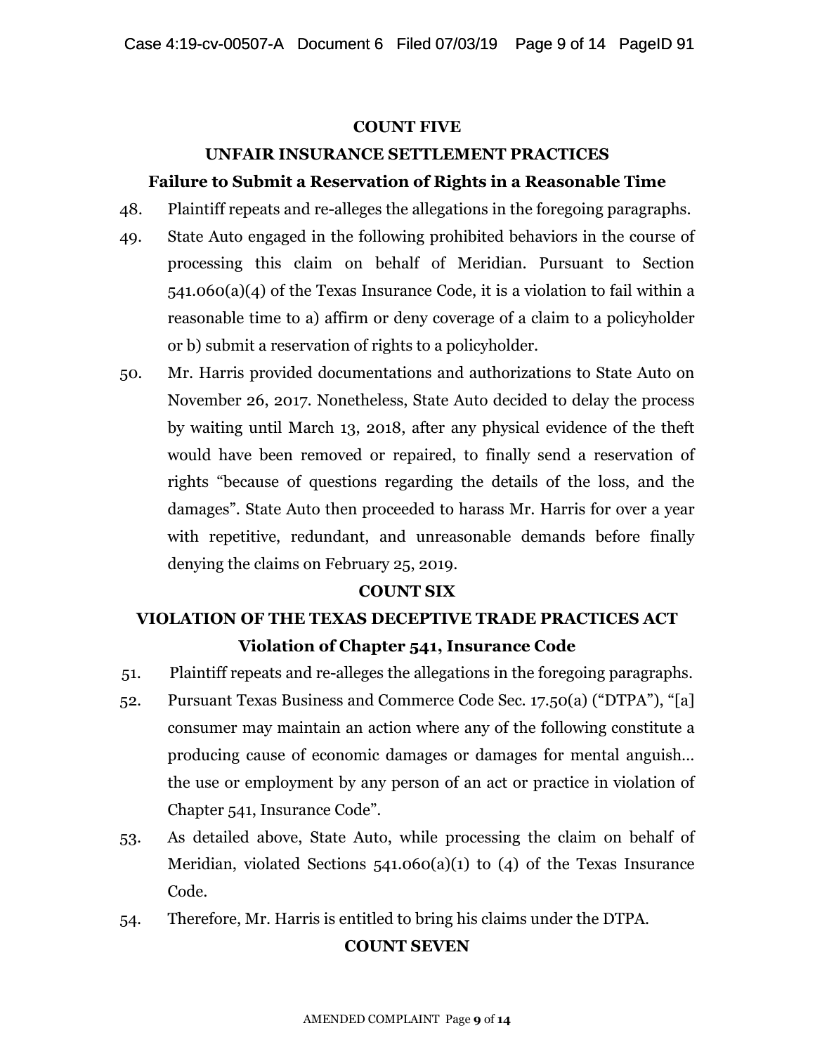**COUNT FIVE**

**UNFAIR INSURANCE SETTLEMENT PRACTICES**

**Failure to Submit a Reservation of Rights in a Reasonable Time**

48. Plaintiff repeats and re-alleges the allegations in the foregoing paragraphs.

49. State Auto engaged in the following prohibited behaviors in the course of processing this claim on behalf of Meridian. Pursuant to Section 541.060(a)(4) of the Texas Insurance Code, it is a violation to fail within a reasonable time to a) affirm or deny coverage of a claim to a policyholder or b) submit a reservation of rights to a policyholder.

50. Mr. Harris provided documentations and authorizations to State Auto on November 26, 2017. Nonetheless, State Auto decided to delay the process by waiting until March 13, 2018, after any physical evidence of the theft would have been removed or repaired, to finally send a reservation of rights "because of questions regarding the details of the loss, and the damages". State Auto then proceeded to harass Mr. Harris for over a year with repetitive, redundant, and unreasonable demands before finally denying the claims on February 25, 2019.

**COUNT SIX**

**VIOLATION OF THE TEXAS DECEPTIVE TRADE PRACTICES ACT**

**Violation of Chapter 541, Insurance Code**

51. Plaintiff repeats and re-alleges the allegations in the foregoing paragraphs.

52. Pursuant Texas Business and Commerce Code Sec. 17.50(a) ("DTPA"), "[a] consumer may maintain an action where any of the following constitute a producing cause of economic damages or damages for mental anguish… the use or employment by any person of an act or practice in violation of Chapter 541, Insurance Code".

53. As detailed above, State Auto, while processing the claim on behalf of Meridian, violated Sections 541.060(a)(1) to (4) of the Texas Insurance Code.

54. Therefore, Mr. Harris is entitled to bring his claims under the DTPA.

**COUNT SEVEN**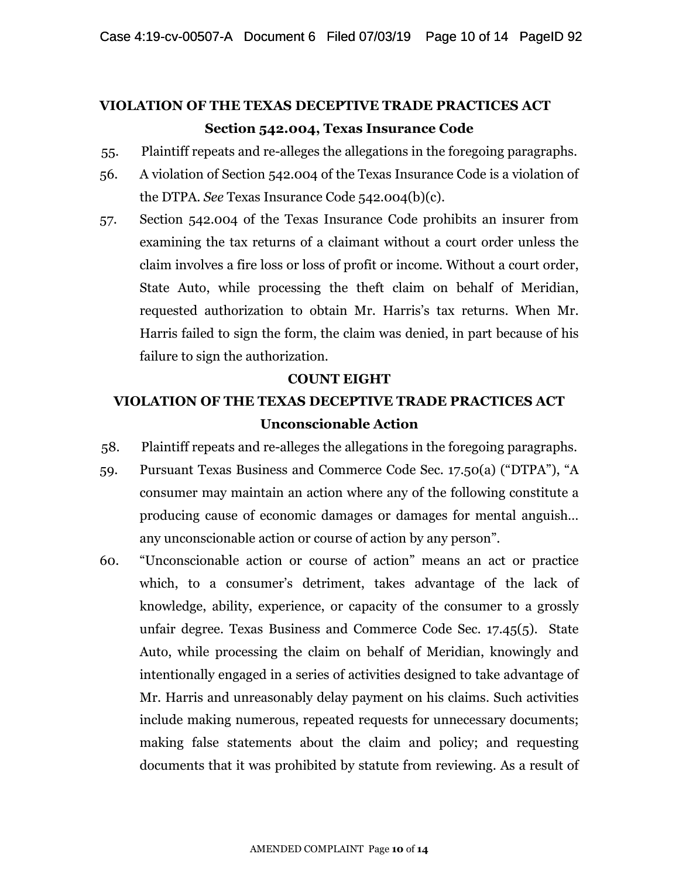## VIOLATION OF THE TEXAS DECEPTIVE TRADE PRACTICES ACT

### Section 542.004, Texas Insurance Code

55. Plaintiff repeats and re-alleges the allegations in the foregoing paragraphs.

56. A violation of Section 542.004 of the Texas Insurance Code is a violation of the DTPA. *See* Texas Insurance Code 542.004(b)(c).

57. Section 542.004 of the Texas Insurance Code prohibits an insurer from examining the tax returns of a claimant without a court order unless the claim involves a fire loss or loss of profit or income. Without a court order, State Auto, while processing the theft claim on behalf of Meridian, requested authorization to obtain Mr. Harris's tax returns. When Mr. Harris failed to sign the form, the claim was denied, in part because of his failure to sign the authorization.

## COUNT EIGHT

## VIOLATION OF THE TEXAS DECEPTIVE TRADE PRACTICES ACT

### Unconscionable Action

58. Plaintiff repeats and re-alleges the allegations in the foregoing paragraphs.

59. Pursuant Texas Business and Commerce Code Sec. 17.50(a) ("DTPA"), "A consumer may maintain an action where any of the following constitute a producing cause of economic damages or damages for mental anguish… any unconscionable action or course of action by any person".

60. "Unconscionable action or course of action" means an act or practice which, to a consumer's detriment, takes advantage of the lack of knowledge, ability, experience, or capacity of the consumer to a grossly unfair degree. Texas Business and Commerce Code Sec. 17.45(5). State Auto, while processing the claim on behalf of Meridian, knowingly and intentionally engaged in a series of activities designed to take advantage of Mr. Harris and unreasonably delay payment on his claims. Such activities include making numerous, repeated requests for unnecessary documents; making false statements about the claim and policy; and requesting documents that it was prohibited by statute from reviewing. As a result of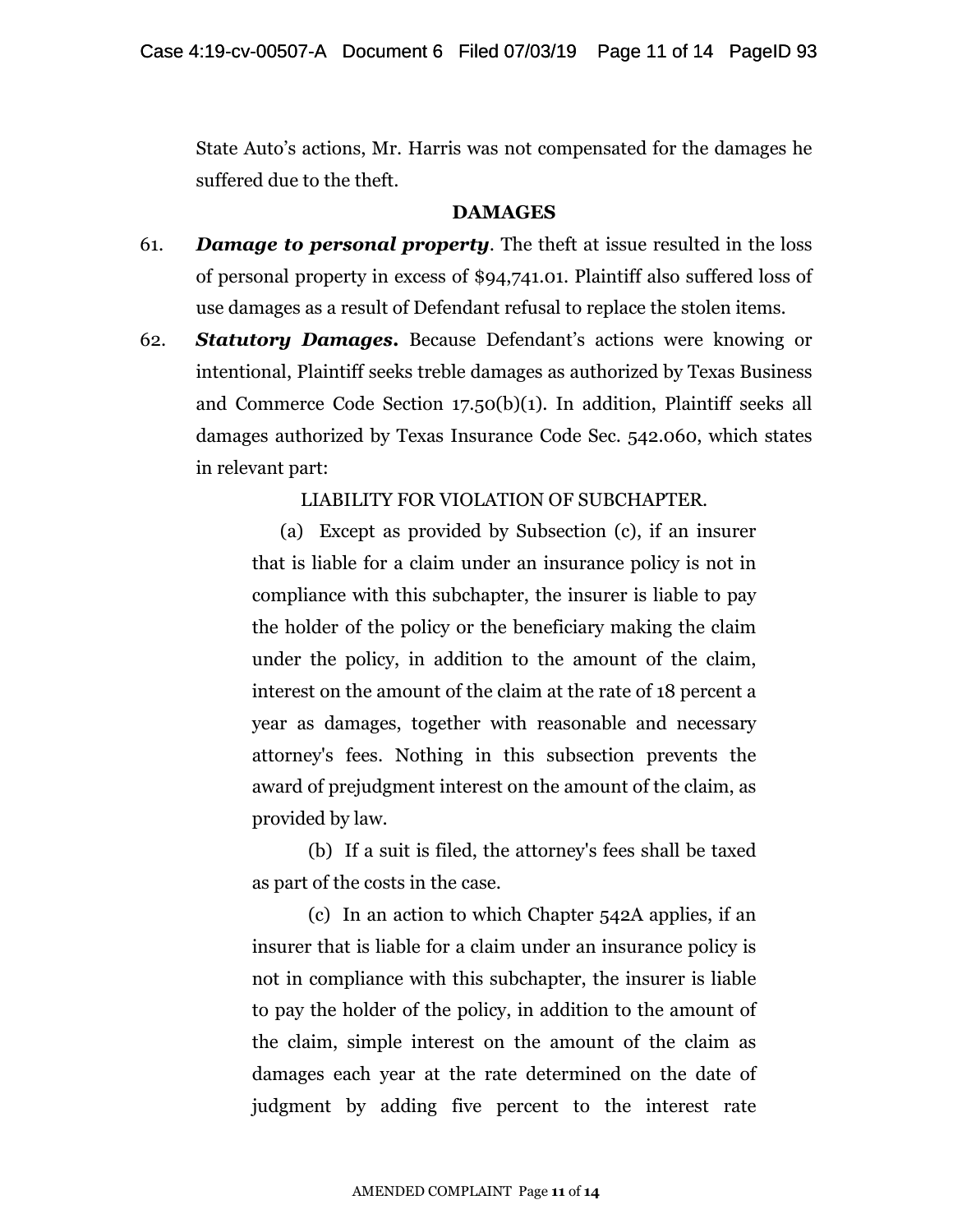State Auto's actions, Mr. Harris was not compensated for the damages he suffered due to the theft.

## DAMAGES

61. ***Damage to personal property***. The theft at issue resulted in the loss of personal property in excess of $94,741.01. Plaintiff also suffered loss of use damages as a result of Defendant refusal to replace the stolen items.

62. ***Statutory Damages.*** Because Defendant's actions were knowing or intentional, Plaintiff seeks treble damages as authorized by Texas Business and Commerce Code Section 17.50(b)(1). In addition, Plaintiff seeks all damages authorized by Texas Insurance Code Sec. 542.060, which states in relevant part:

> LIABILITY FOR VIOLATION OF SUBCHAPTER.
>
> (a) Except as provided by Subsection (c), if an insurer that is liable for a claim under an insurance policy is not in compliance with this subchapter, the insurer is liable to pay the holder of the policy or the beneficiary making the claim under the policy, in addition to the amount of the claim, interest on the amount of the claim at the rate of 18 percent a year as damages, together with reasonable and necessary attorney's fees. Nothing in this subsection prevents the award of prejudgment interest on the amount of the claim, as provided by law.
>
> (b) If a suit is filed, the attorney's fees shall be taxed as part of the costs in the case.
>
> (c) In an action to which Chapter 542A applies, if an insurer that is liable for a claim under an insurance policy is not in compliance with this subchapter, the insurer is liable to pay the holder of the policy, in addition to the amount of the claim, simple interest on the amount of the claim as damages each year at the rate determined on the date of judgment by adding five percent to the interest rate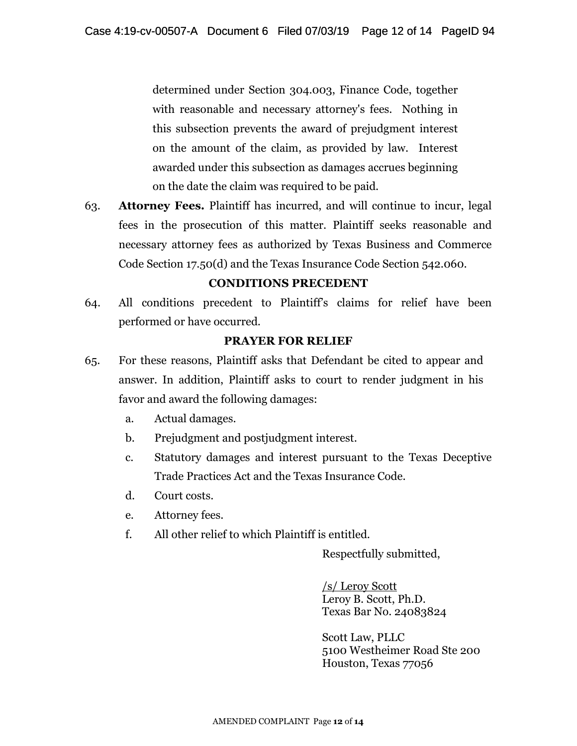> determined under Section 304.003, Finance Code, together with reasonable and necessary attorney's fees. Nothing in this subsection prevents the award of prejudgment interest on the amount of the claim, as provided by law. Interest awarded under this subsection as damages accrues beginning on the date the claim was required to be paid.

63. **Attorney Fees.** Plaintiff has incurred, and will continue to incur, legal fees in the prosecution of this matter. Plaintiff seeks reasonable and necessary attorney fees as authorized by Texas Business and Commerce Code Section 17.50(d) and the Texas Insurance Code Section 542.060.

**CONDITIONS PRECEDENT**

64. All conditions precedent to Plaintiff's claims for relief have been performed or have occurred.

**PRAYER FOR RELIEF**

65. For these reasons, Plaintiff asks that Defendant be cited to appear and answer. In addition, Plaintiff asks to court to render judgment in his favor and award the following damages:
    a. Actual damages.
    b. Prejudgment and postjudgment interest.
    c. Statutory damages and interest pursuant to the Texas Deceptive Trade Practices Act and the Texas Insurance Code.
    d. Court costs.
    e. Attorney fees.
    f. All other relief to which Plaintiff is entitled.

Respectfully submitted,

/s/ Leroy Scott
Leroy B. Scott, Ph.D.
Texas Bar No. 24083824

Scott Law, PLLC
5100 Westheimer Road Ste 200
Houston, Texas 77056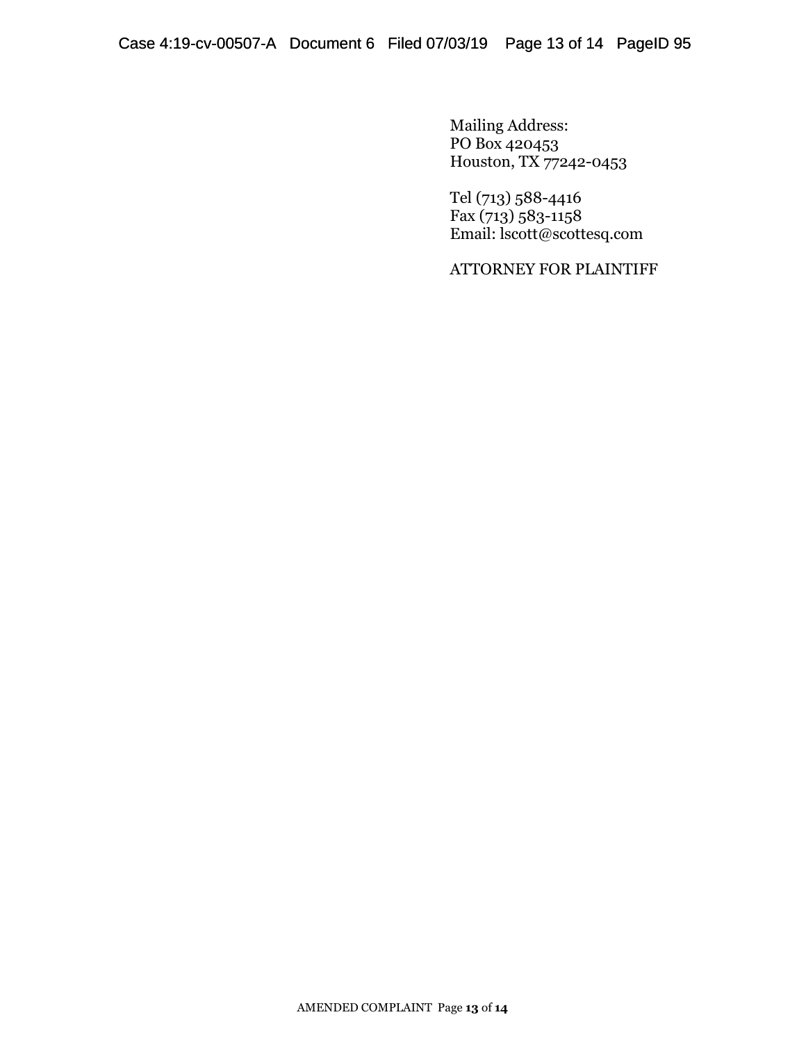Mailing Address:
PO Box 420453
Houston, TX 77242-0453

Tel (713) 588-4416
Fax (713) 583-1158
Email: lscott@scottesq.com

ATTORNEY FOR PLAINTIFF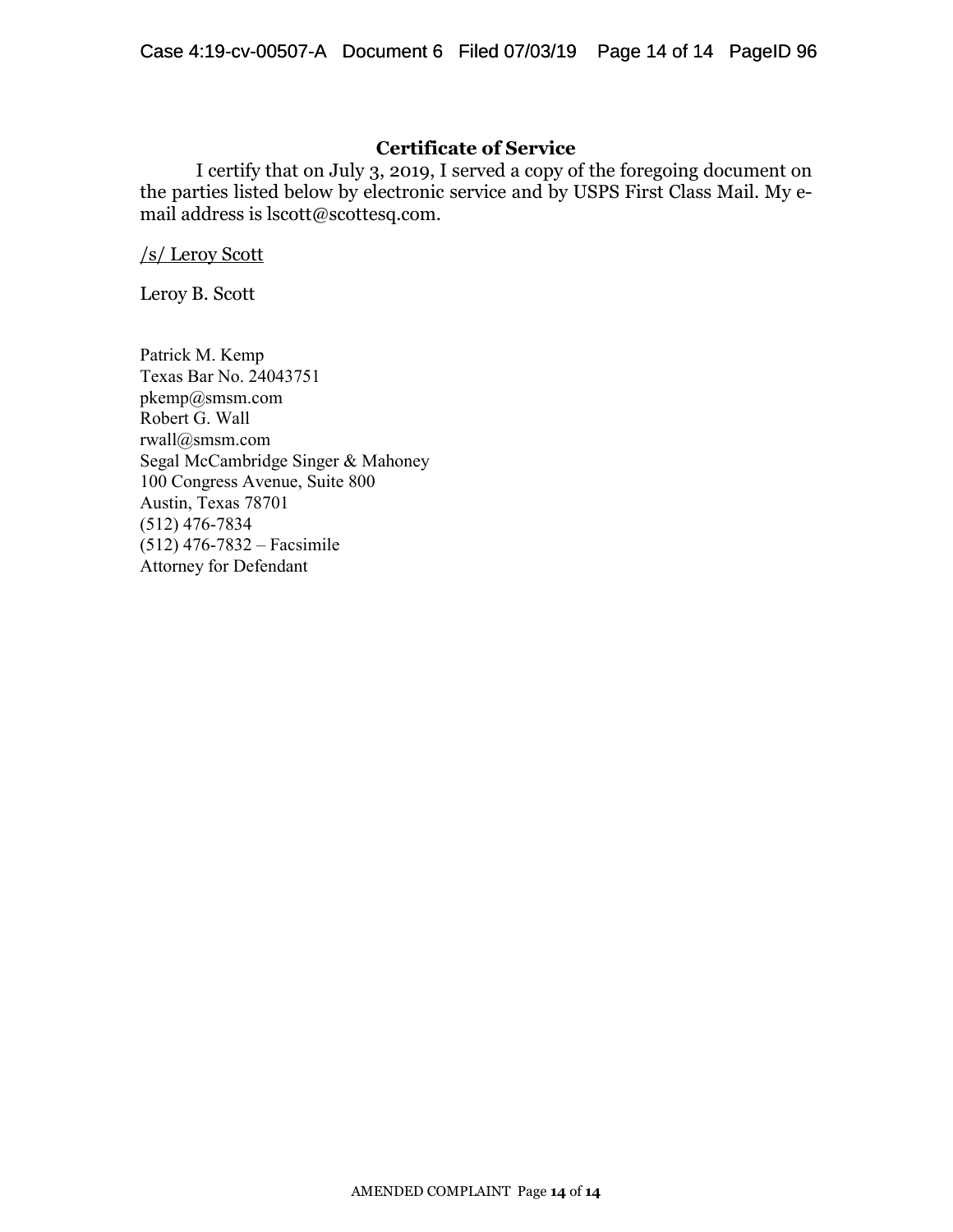## Certificate of Service

I certify that on July 3, 2019, I served a copy of the foregoing document on the parties listed below by electronic service and by USPS First Class Mail. My e-mail address is lscott@scottesq.com.

/s/ Leroy Scott

Leroy B. Scott

Patrick M. Kemp
Texas Bar No. 24043751
pkemp@smsm.com
Robert G. Wall
rwall@smsm.com
Segal McCambridge Singer & Mahoney
100 Congress Avenue, Suite 800
Austin, Texas 78701
(512) 476-7834
(512) 476-7832 – Facsimile
Attorney for Defendant